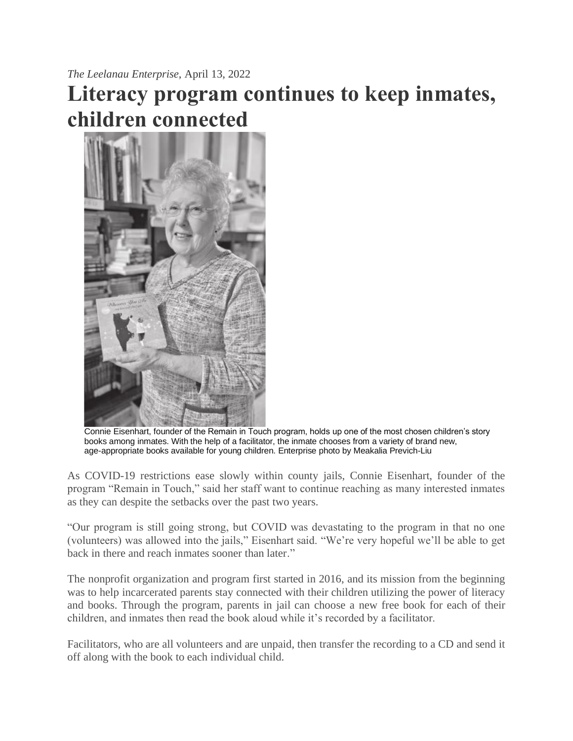*The Leelanau Enterprise*, April 13, 2022

# Literacy program continues to keep inmates, children connected

Connie Eisenhart, founder of the Remain in Touch program, holds up one of the most chosen children's story books among inmates. With the help of a facilitator, the inmate chooses from a variety of brand new, age-appropriate books available for young children. Enterprise photo by Meakalia Previch-Liu

As COVID-19 restrictions ease slowly within county jails, Connie Eisenhart, founder of the program "Remain in Touch," said her staff want to continue reaching as many interested inmates as they can despite the setbacks over the past two years.

"Our program is still going strong, but COVID was devastating to the program in that no one (volunteers) was allowed into the jails," Eisenhart said. "We're very hopeful we'll be able to get back in there and reach inmates sooner than later."

The nonprofit organization and program first started in 2016, and its mission from the beginning was to help incarcerated parents stay connected with their children utilizing the power of literacy and books. Through the program, parents in jail can choose a new free book for each of their children, and inmates then read the book aloud while it's recorded by a facilitator.

Facilitators, who are all volunteers and are unpaid, then transfer the recording to a CD and send it off along with the book to each individual child.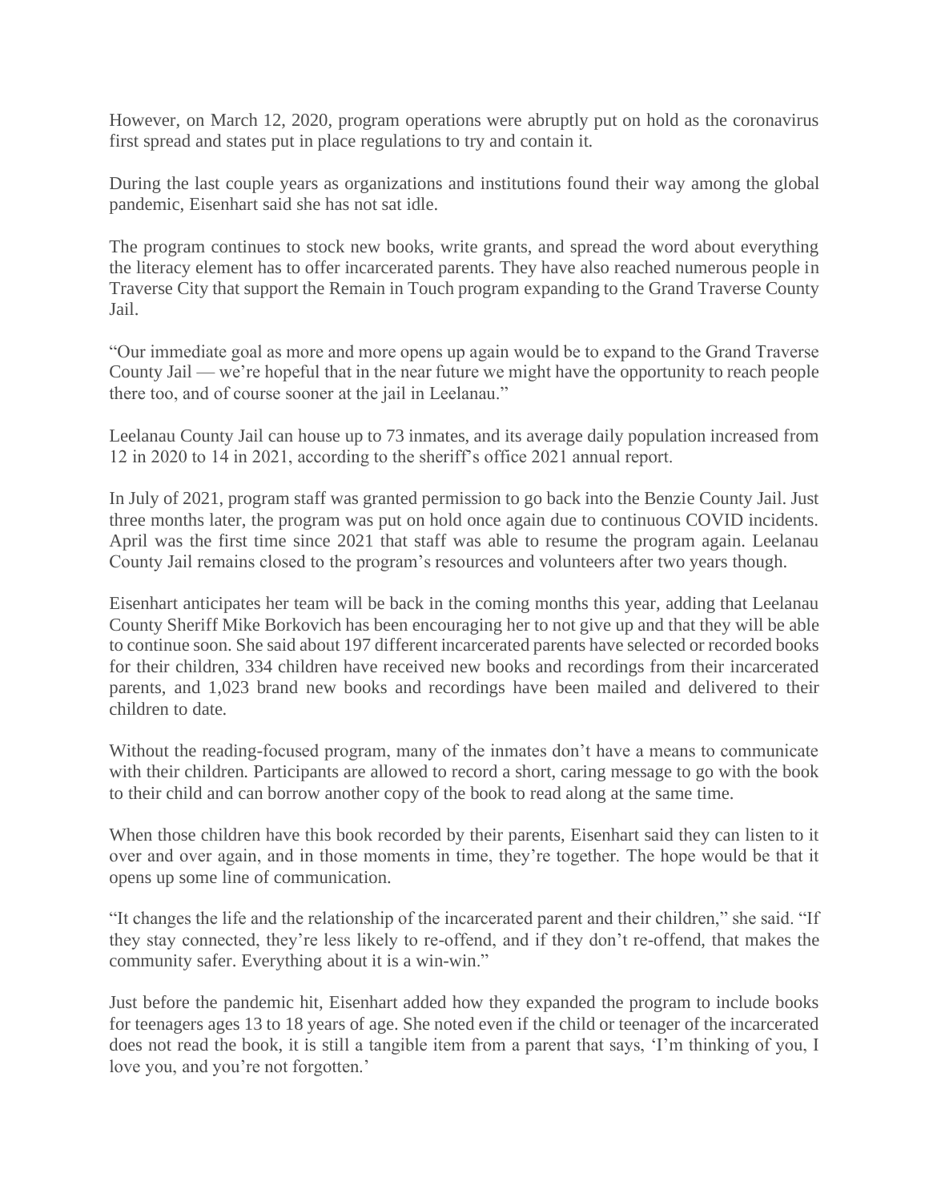However, on March 12, 2020, program operations were abruptly put on hold as the coronavirus first spread and states put in place regulations to try and contain it.

During the last couple years as organizations and institutions found their way among the global pandemic, Eisenhart said she has not sat idle.

The program continues to stock new books, write grants, and spread the word about everything the literacy element has to offer incarcerated parents. They have also reached numerous people in Traverse City that support the Remain in Touch program expanding to the Grand Traverse County Jail.

"Our immediate goal as more and more opens up again would be to expand to the Grand Traverse County Jail — we're hopeful that in the near future we might have the opportunity to reach people there too, and of course sooner at the jail in Leelanau."

Leelanau County Jail can house up to 73 inmates, and its average daily population increased from 12 in 2020 to 14 in 2021, according to the sheriff's office 2021 annual report.

In July of 2021, program staff was granted permission to go back into the Benzie County Jail. Just three months later, the program was put on hold once again due to continuous COVID incidents. April was the first time since 2021 that staff was able to resume the program again. Leelanau County Jail remains closed to the program's resources and volunteers after two years though.

Eisenhart anticipates her team will be back in the coming months this year, adding that Leelanau County Sheriff Mike Borkovich has been encouraging her to not give up and that they will be able to continue soon. She said about 197 different incarcerated parents have selected or recorded books for their children, 334 children have received new books and recordings from their incarcerated parents, and 1,023 brand new books and recordings have been mailed and delivered to their children to date.

Without the reading-focused program, many of the inmates don't have a means to communicate with their children. Participants are allowed to record a short, caring message to go with the book to their child and can borrow another copy of the book to read along at the same time.

When those children have this book recorded by their parents, Eisenhart said they can listen to it over and over again, and in those moments in time, they're together. The hope would be that it opens up some line of communication.

"It changes the life and the relationship of the incarcerated parent and their children," she said. "If they stay connected, they're less likely to re-offend, and if they don't re-offend, that makes the community safer. Everything about it is a win-win."

Just before the pandemic hit, Eisenhart added how they expanded the program to include books for teenagers ages 13 to 18 years of age. She noted even if the child or teenager of the incarcerated does not read the book, it is still a tangible item from a parent that says, 'I'm thinking of you, I love you, and you're not forgotten.'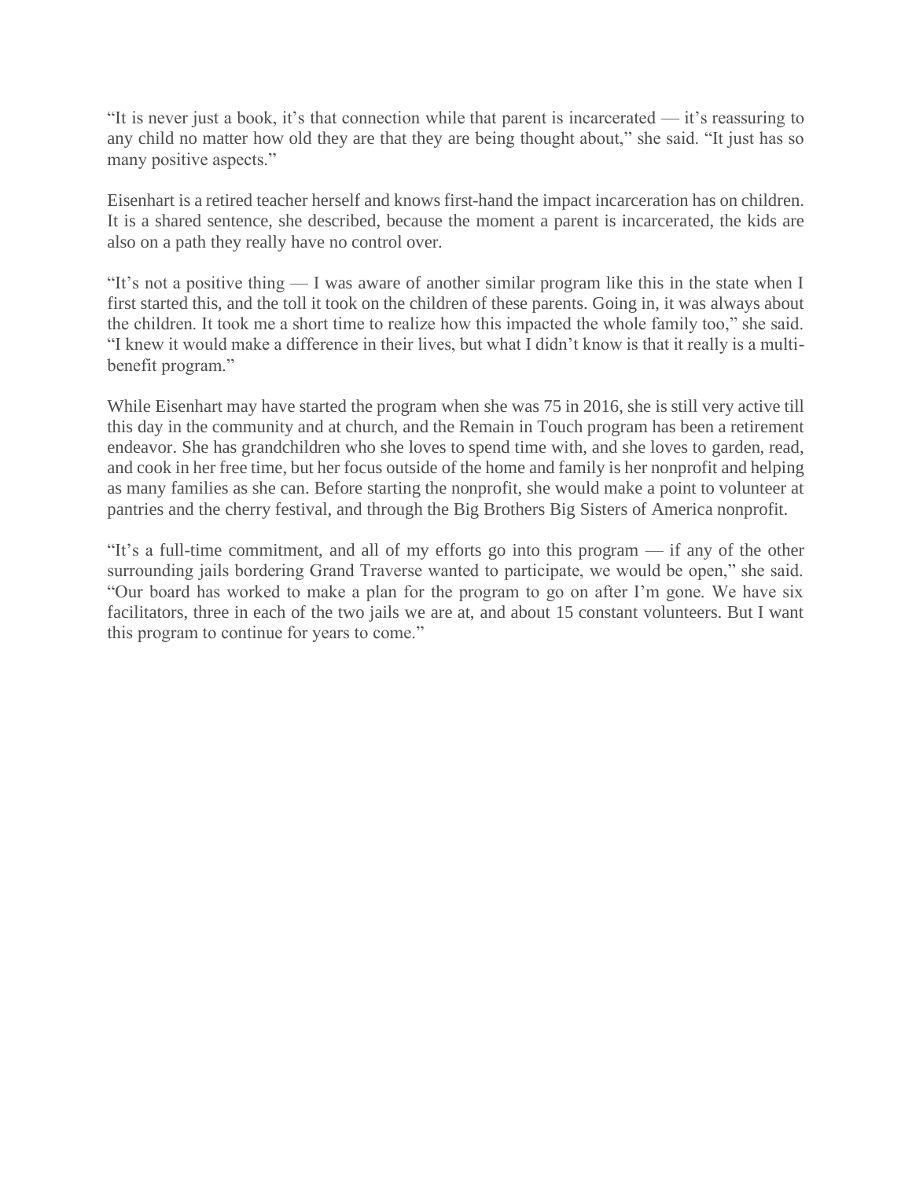"It is never just a book, it's that connection while that parent is incarcerated — it's reassuring to any child no matter how old they are that they are being thought about," she said. "It just has so many positive aspects."

Eisenhart is a retired teacher herself and knows first-hand the impact incarceration has on children. It is a shared sentence, she described, because the moment a parent is incarcerated, the kids are also on a path they really have no control over.

"It's not a positive thing — I was aware of another similar program like this in the state when I first started this, and the toll it took on the children of these parents. Going in, it was always about the children. It took me a short time to realize how this impacted the whole family too," she said. "I knew it would make a difference in their lives, but what I didn't know is that it really is a multi-benefit program."

While Eisenhart may have started the program when she was 75 in 2016, she is still very active till this day in the community and at church, and the Remain in Touch program has been a retirement endeavor. She has grandchildren who she loves to spend time with, and she loves to garden, read, and cook in her free time, but her focus outside of the home and family is her nonprofit and helping as many families as she can. Before starting the nonprofit, she would make a point to volunteer at pantries and the cherry festival, and through the Big Brothers Big Sisters of America nonprofit.

"It's a full-time commitment, and all of my efforts go into this program — if any of the other surrounding jails bordering Grand Traverse wanted to participate, we would be open," she said. "Our board has worked to make a plan for the program to go on after I'm gone. We have six facilitators, three in each of the two jails we are at, and about 15 constant volunteers. But I want this program to continue for years to come."